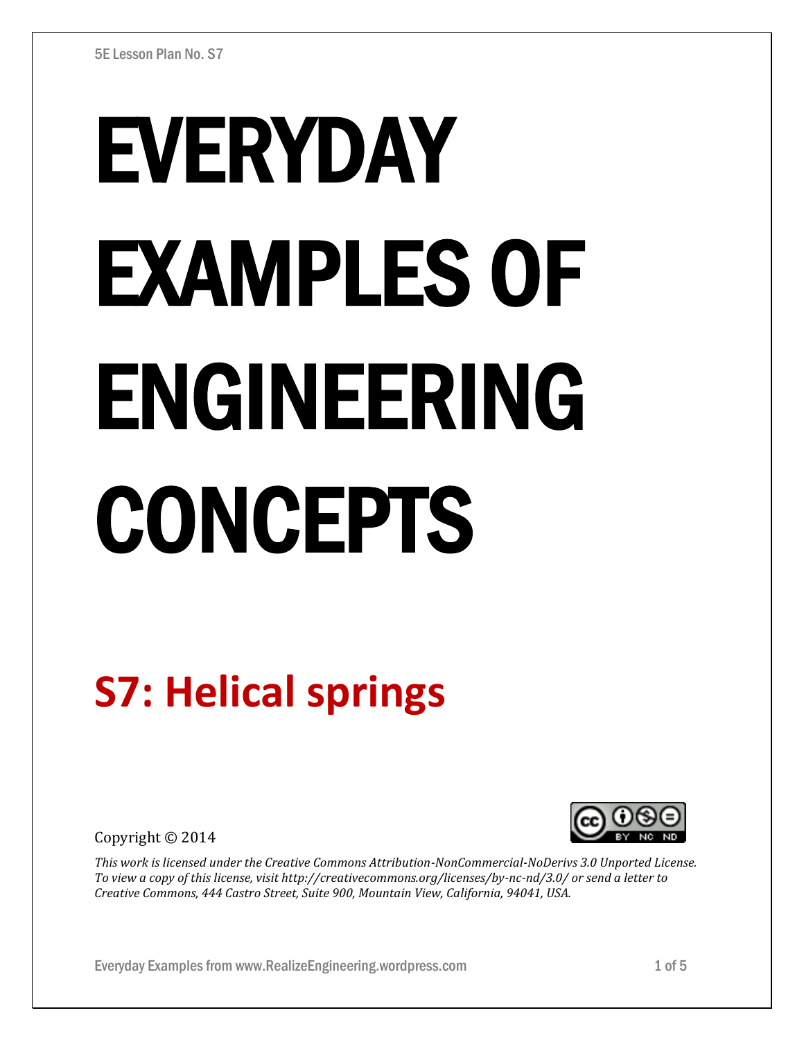5E Lesson Plan No. S7

# EVERYDAY EXAMPLES OF ENGINEERING CONCEPTS

## S7: Helical springs

Copyright © 2014

*This work is licensed under the Creative Commons Attribution-NonCommercial-NoDerivs 3.0 Unported License. To view a copy of this license, visit http://creativecommons.org/licenses/by-nc-nd/3.0/ or send a letter to Creative Commons, 444 Castro Street, Suite 900, Mountain View, California, 94041, USA.*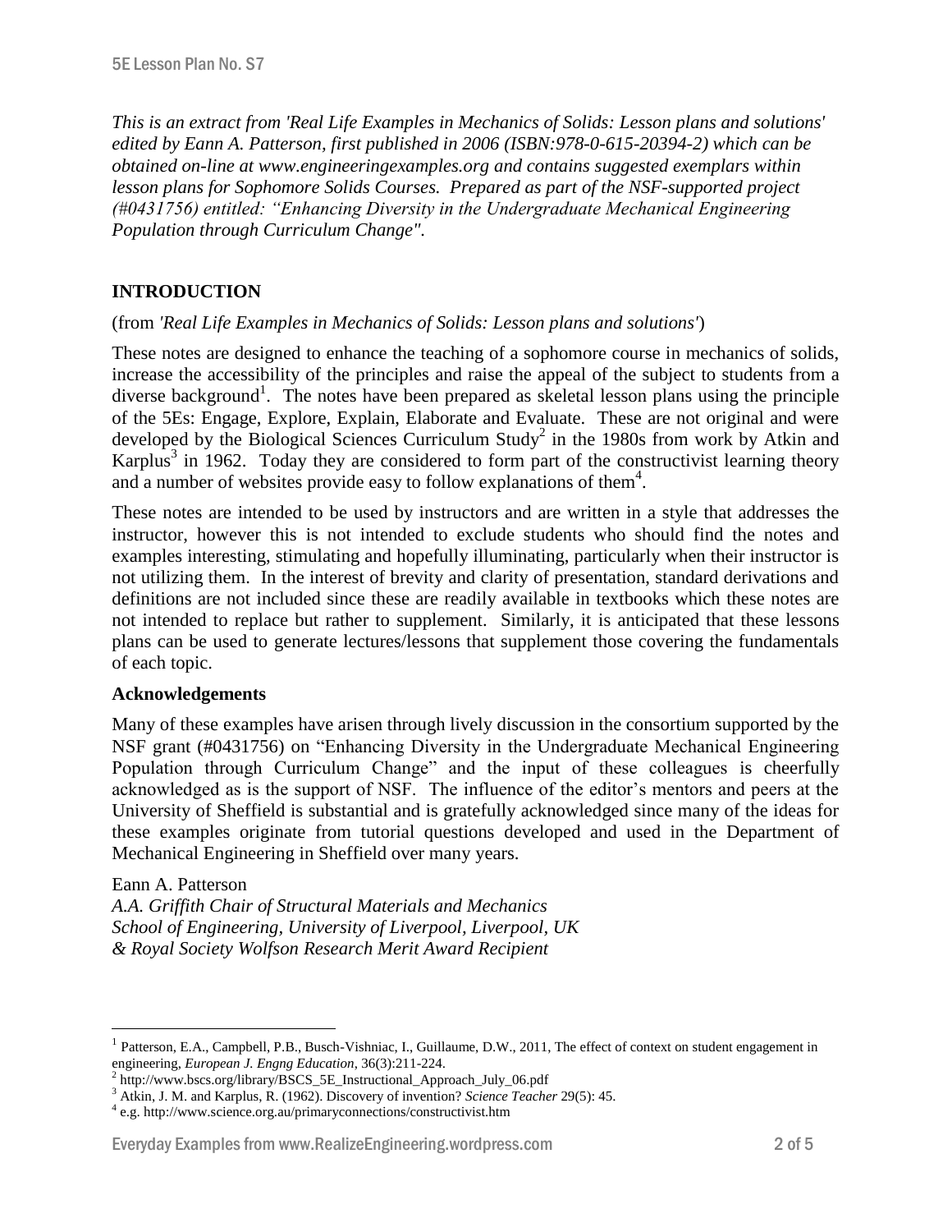*This is an extract from 'Real Life Examples in Mechanics of Solids: Lesson plans and solutions' edited by Eann A. Patterson, first published in 2006 (ISBN:978-0-615-20394-2) which can be obtained on-line at www.engineeringexamples.org and contains suggested exemplars within lesson plans for Sophomore Solids Courses. Prepared as part of the NSF-supported project (#0431756) entitled: "Enhancing Diversity in the Undergraduate Mechanical Engineering Population through Curriculum Change".*

## INTRODUCTION

(from *'Real Life Examples in Mechanics of Solids: Lesson plans and solutions'*)

These notes are designed to enhance the teaching of a sophomore course in mechanics of solids, increase the accessibility of the principles and raise the appeal of the subject to students from a diverse background[1]. The notes have been prepared as skeletal lesson plans using the principle of the 5Es: Engage, Explore, Explain, Elaborate and Evaluate. These are not original and were developed by the Biological Sciences Curriculum Study[2] in the 1980s from work by Atkin and Karplus[3] in 1962. Today they are considered to form part of the constructivist learning theory and a number of websites provide easy to follow explanations of them[4].

These notes are intended to be used by instructors and are written in a style that addresses the instructor, however this is not intended to exclude students who should find the notes and examples interesting, stimulating and hopefully illuminating, particularly when their instructor is not utilizing them. In the interest of brevity and clarity of presentation, standard derivations and definitions are not included since these are readily available in textbooks which these notes are not intended to replace but rather to supplement. Similarly, it is anticipated that these lessons plans can be used to generate lectures/lessons that supplement those covering the fundamentals of each topic.

### Acknowledgements

Many of these examples have arisen through lively discussion in the consortium supported by the NSF grant (#0431756) on "Enhancing Diversity in the Undergraduate Mechanical Engineering Population through Curriculum Change" and the input of these colleagues is cheerfully acknowledged as is the support of NSF. The influence of the editor's mentors and peers at the University of Sheffield is substantial and is gratefully acknowledged since many of the ideas for these examples originate from tutorial questions developed and used in the Department of Mechanical Engineering in Sheffield over many years.

Eann A. Patterson
*A.A. Griffith Chair of Structural Materials and Mechanics*
*School of Engineering, University of Liverpool, Liverpool, UK*
*& Royal Society Wolfson Research Merit Award Recipient*

---

[1] Patterson, E.A., Campbell, P.B., Busch-Vishniac, I., Guillaume, D.W., 2011, The effect of context on student engagement in engineering, *European J. Engng Education*, 36(3):211-224.

[2] http://www.bscs.org/library/BSCS_5E_Instructional_Approach_July_06.pdf

[3] Atkin, J. M. and Karplus, R. (1962). Discovery of invention? *Science Teacher* 29(5): 45.

[4] e.g. http://www.science.org.au/primaryconnections/constructivist.htm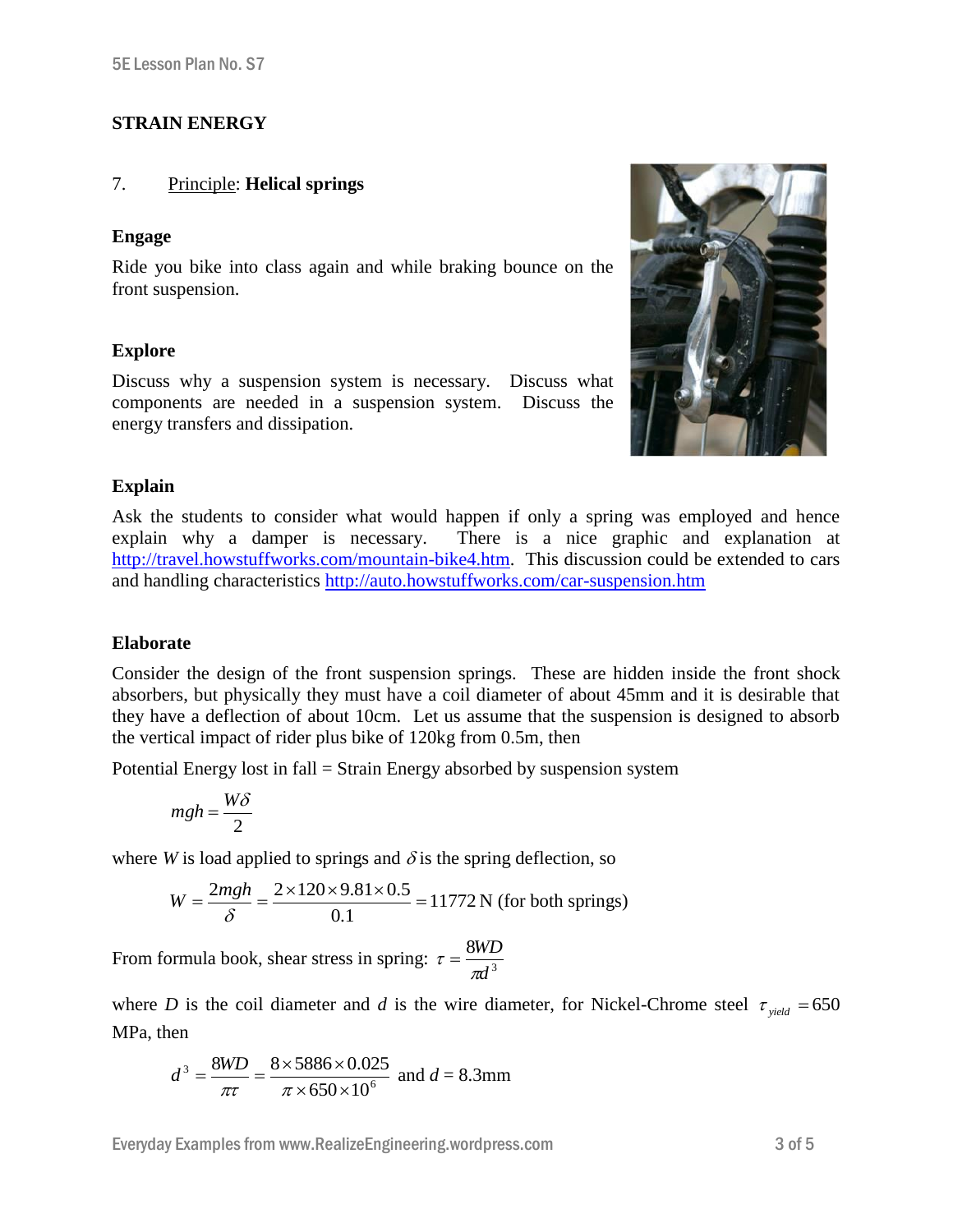## STRAIN ENERGY

7. Principle: **Helical springs**

### Engage

Ride you bike into class again and while braking bounce on the front suspension.

### Explore

Discuss why a suspension system is necessary. Discuss what components are needed in a suspension system. Discuss the energy transfers and dissipation.

### Explain

Ask the students to consider what would happen if only a spring was employed and hence explain why a damper is necessary. There is a nice graphic and explanation at http://travel.howstuffworks.com/mountain-bike4.htm. This discussion could be extended to cars and handling characteristics http://auto.howstuffworks.com/car-suspension.htm

### Elaborate

Consider the design of the front suspension springs. These are hidden inside the front shock absorbers, but physically they must have a coil diameter of about 45mm and it is desirable that they have a deflection of about 10cm. Let us assume that the suspension is designed to absorb the vertical impact of rider plus bike of 120kg from 0.5m, then

Potential Energy lost in fall = Strain Energy absorbed by suspension system

$$mgh = \frac{W\delta}{2}$$

where $W$ is load applied to springs and $\delta$ is the spring deflection, so

$$W = \frac{2mgh}{\delta} = \frac{2 \times 120 \times 9.81 \times 0.5}{0.1} = 11772 \text{ N (for both springs)}$$

From formula book, shear stress in spring: $\tau = \dfrac{8WD}{\pi d^3}$

where $D$ is the coil diameter and $d$ is the wire diameter, for Nickel-Chrome steel $\tau_{yield} = 650$ MPa, then

$$d^3 = \frac{8WD}{\pi\tau} = \frac{8 \times 5886 \times 0.025}{\pi \times 650 \times 10^6} \text{ and } d = 8.3\text{mm}$$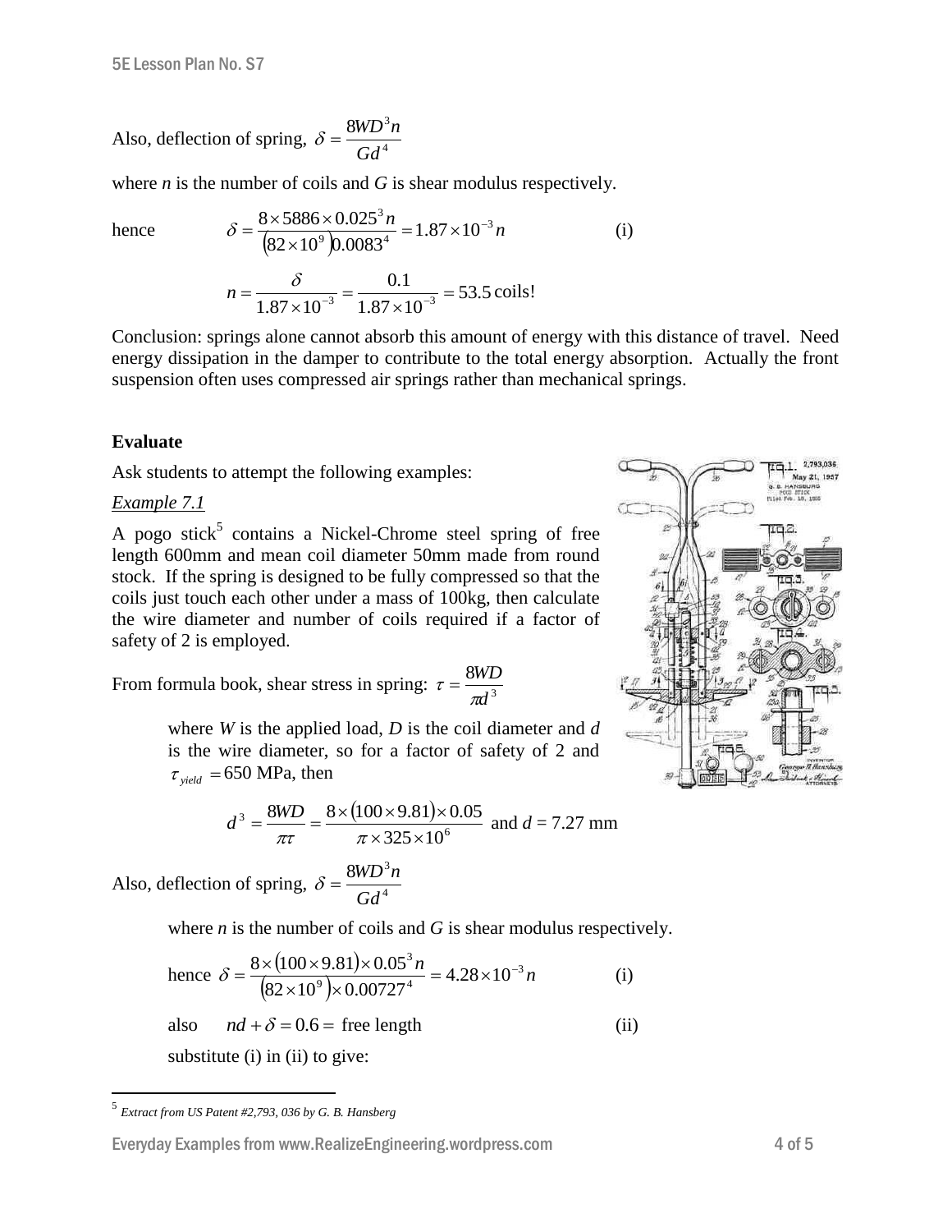Also, deflection of spring, $\delta = \dfrac{8WD^3 n}{Gd^4}$

where $n$ is the number of coils and $G$ is shear modulus respectively.

hence
$$\delta = \frac{8 \times 5886 \times 0.025^3 n}{\left(82 \times 10^9\right) 0.0083^4} = 1.87 \times 10^{-3} n \qquad \text{(i)}$$

$$n = \frac{\delta}{1.87 \times 10^{-3}} = \frac{0.1}{1.87 \times 10^{-3}} = 53.5 \text{ coils!}$$

Conclusion: springs alone cannot absorb this amount of energy with this distance of travel. Need energy dissipation in the damper to contribute to the total energy absorption. Actually the front suspension often uses compressed air springs rather than mechanical springs.

**Evaluate**

Ask students to attempt the following examples:

*Example 7.1*

A pogo stick[5] contains a Nickel-Chrome steel spring of free length 600mm and mean coil diameter 50mm made from round stock. If the spring is designed to be fully compressed so that the coils just touch each other under a mass of 100kg, then calculate the wire diameter and number of coils required if a factor of safety of 2 is employed.

From formula book, shear stress in spring: $\tau = \dfrac{8WD}{\pi d^3}$

where $W$ is the applied load, $D$ is the coil diameter and $d$ is the wire diameter, so for a factor of safety of 2 and $\tau_{yield} = 650$ MPa, then

$$d^3 = \frac{8WD}{\pi \tau} = \frac{8 \times (100 \times 9.81) \times 0.05}{\pi \times 325 \times 10^6} \text{ and } d = 7.27 \text{ mm}$$

Also, deflection of spring, $\delta = \dfrac{8WD^3 n}{Gd^4}$

where $n$ is the number of coils and $G$ is shear modulus respectively.

hence $\delta = \dfrac{8 \times (100 \times 9.81) \times 0.05^3 n}{\left(82 \times 10^9\right) \times 0.00727^4} = 4.28 \times 10^{-3} n \qquad \text{(i)}$

also $\quad nd + \delta = 0.6 =$ free length $\qquad \text{(ii)}$

substitute (i) in (ii) to give:

---

[5] *Extract from US Patent #2,793, 036 by G. B. Hansberg*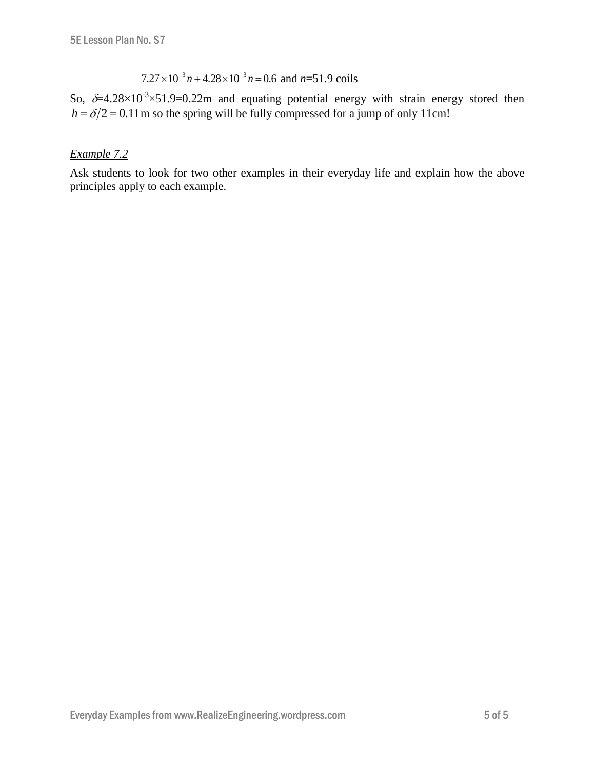$$7.27 \times 10^{-3} n + 4.28 \times 10^{-3} n = 0.6 \text{ and } n\text{=51.9 coils}$$

So, $\delta$=4.28×10$^{-3}$×51.9=0.22m and equating potential energy with strain energy stored then $h = \delta/2 = 0.11$m so the spring will be fully compressed for a jump of only 11cm!

*Example 7.2*

Ask students to look for two other examples in their everyday life and explain how the above principles apply to each example.